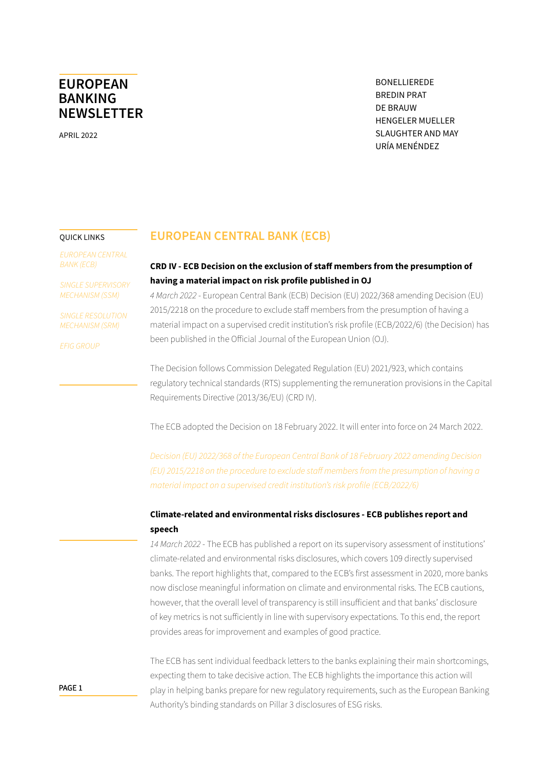# EUROPEAN BANKING NEWSLETTER

APRIL 2022

BONELLIEREDE
BREDIN PRAT
DE BRAUW
HENGELER MUELLER
SLAUGHTER AND MAY
URÍA MENÉNDEZ

QUICK LINKS

*EUROPEAN CENTRAL BANK (ECB)*

*SINGLE SUPERVISORY MECHANISM (SSM)*

*SINGLE RESOLUTION MECHANISM (SRM)*

*EFIG GROUP*

## EUROPEAN CENTRAL BANK (ECB)

### CRD IV - ECB Decision on the exclusion of staff members from the presumption of having a material impact on risk profile published in OJ

*4 March 2022* - European Central Bank (ECB) Decision (EU) 2022/368 amending Decision (EU) 2015/2218 on the procedure to exclude staff members from the presumption of having a material impact on a supervised credit institution's risk profile (ECB/2022/6) (the Decision) has been published in the Official Journal of the European Union (OJ).

The Decision follows Commission Delegated Regulation (EU) 2021/923, which contains regulatory technical standards (RTS) supplementing the remuneration provisions in the Capital Requirements Directive (2013/36/EU) (CRD IV).

The ECB adopted the Decision on 18 February 2022. It will enter into force on 24 March 2022.

*Decision (EU) 2022/368 of the European Central Bank of 18 February 2022 amending Decision (EU) 2015/2218 on the procedure to exclude staff members from the presumption of having a material impact on a supervised credit institution's risk profile (ECB/2022/6)*

### Climate-related and environmental risks disclosures - ECB publishes report and speech

*14 March 2022* - The ECB has published a report on its supervisory assessment of institutions' climate-related and environmental risks disclosures, which covers 109 directly supervised banks. The report highlights that, compared to the ECB's first assessment in 2020, more banks now disclose meaningful information on climate and environmental risks. The ECB cautions, however, that the overall level of transparency is still insufficient and that banks' disclosure of key metrics is not sufficiently in line with supervisory expectations. To this end, the report provides areas for improvement and examples of good practice.

The ECB has sent individual feedback letters to the banks explaining their main shortcomings, expecting them to take decisive action. The ECB highlights the importance this action will play in helping banks prepare for new regulatory requirements, such as the European Banking Authority's binding standards on Pillar 3 disclosures of ESG risks.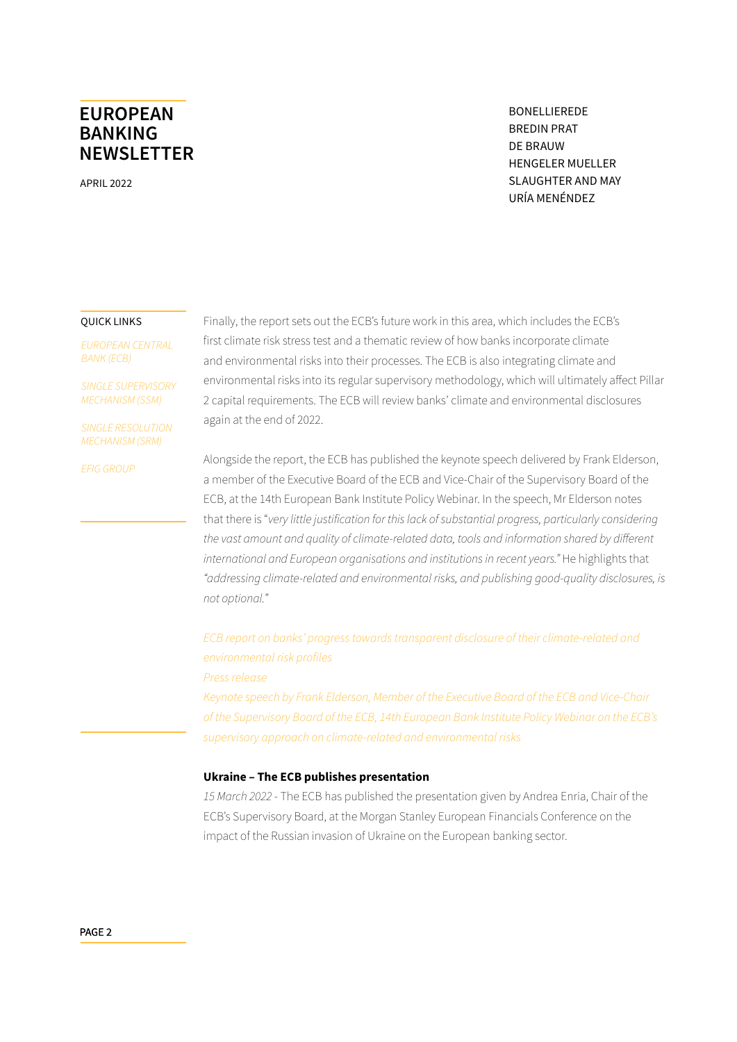Finally, the report sets out the ECB's future work in this area, which includes the ECB's first climate risk stress test and a thematic review of how banks incorporate climate and environmental risks into their processes. The ECB is also integrating climate and environmental risks into its regular supervisory methodology, which will ultimately affect Pillar 2 capital requirements. The ECB will review banks' climate and environmental disclosures again at the end of 2022.

Alongside the report, the ECB has published the keynote speech delivered by Frank Elderson, a member of the Executive Board of the ECB and Vice-Chair of the Supervisory Board of the ECB, at the 14th European Bank Institute Policy Webinar. In the speech, Mr Elderson notes that there is "*very little justification for this lack of substantial progress, particularly considering the vast amount and quality of climate-related data, tools and information shared by different international and European organisations and institutions in recent years.*" He highlights that *"addressing climate-related and environmental risks, and publishing good-quality disclosures, is not optional."*

*ECB report on banks' progress towards transparent disclosure of their climate-related and environmental risk profiles*
*Press release*
*Keynote speech by Frank Elderson, Member of the Executive Board of the ECB and Vice-Chair of the Supervisory Board of the ECB, 14th European Bank Institute Policy Webinar on the ECB's supervisory approach on climate-related and environmental risks*

**Ukraine – The ECB publishes presentation**

*15 March 2022* - The ECB has published the presentation given by Andrea Enria, Chair of the ECB's Supervisory Board, at the Morgan Stanley European Financials Conference on the impact of the Russian invasion of Ukraine on the European banking sector.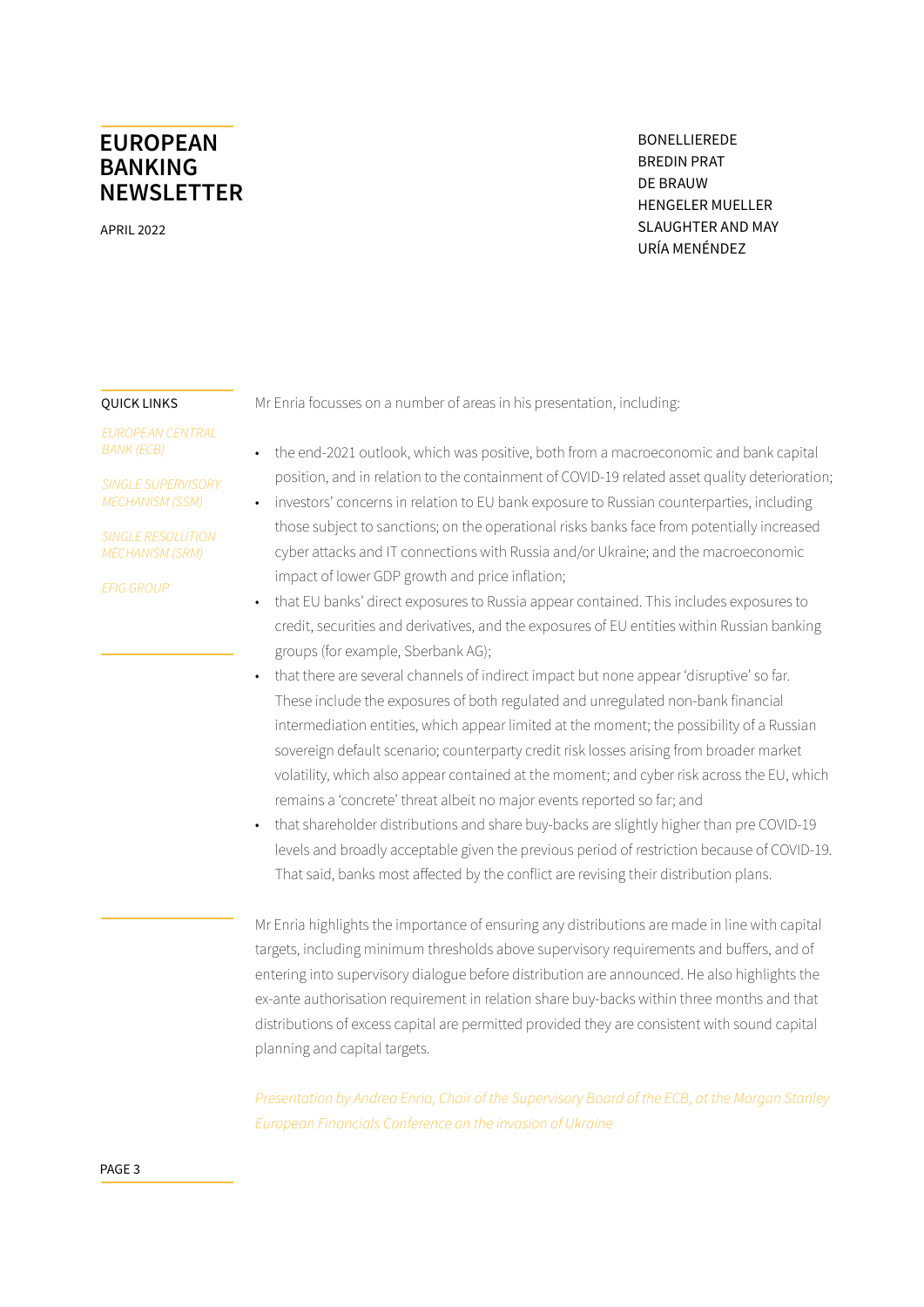Mr Enria focusses on a number of areas in his presentation, including:

- the end-2021 outlook, which was positive, both from a macroeconomic and bank capital position, and in relation to the containment of COVID-19 related asset quality deterioration;
- investors' concerns in relation to EU bank exposure to Russian counterparties, including those subject to sanctions; on the operational risks banks face from potentially increased cyber attacks and IT connections with Russia and/or Ukraine; and the macroeconomic impact of lower GDP growth and price inflation;
- that EU banks' direct exposures to Russia appear contained. This includes exposures to credit, securities and derivatives, and the exposures of EU entities within Russian banking groups (for example, Sberbank AG);
- that there are several channels of indirect impact but none appear 'disruptive' so far. These include the exposures of both regulated and unregulated non-bank financial intermediation entities, which appear limited at the moment; the possibility of a Russian sovereign default scenario; counterparty credit risk losses arising from broader market volatility, which also appear contained at the moment; and cyber risk across the EU, which remains a 'concrete' threat albeit no major events reported so far; and
- that shareholder distributions and share buy-backs are slightly higher than pre COVID-19 levels and broadly acceptable given the previous period of restriction because of COVID-19. That said, banks most affected by the conflict are revising their distribution plans.

Mr Enria highlights the importance of ensuring any distributions are made in line with capital targets, including minimum thresholds above supervisory requirements and buffers, and of entering into supervisory dialogue before distribution are announced. He also highlights the ex-ante authorisation requirement in relation share buy-backs within three months and that distributions of excess capital are permitted provided they are consistent with sound capital planning and capital targets.

*Presentation by Andrea Enria, Chair of the Supervisory Board of the ECB, at the Morgan Stanley European Financials Conference on the invasion of Ukraine*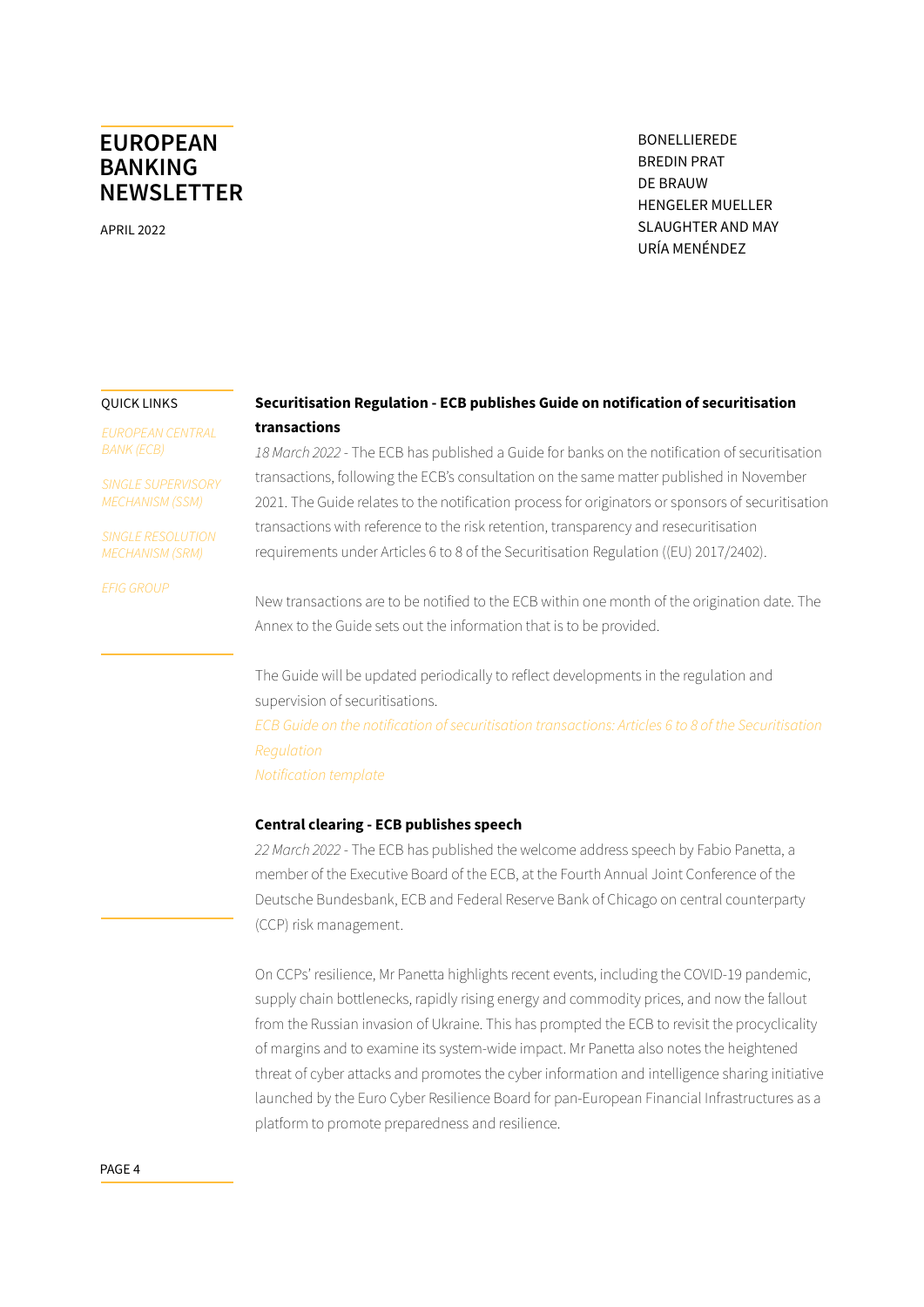### Securitisation Regulation - ECB publishes Guide on notification of securitisation transactions

*18 March 2022* - The ECB has published a Guide for banks on the notification of securitisation transactions, following the ECB's consultation on the same matter published in November 2021. The Guide relates to the notification process for originators or sponsors of securitisation transactions with reference to the risk retention, transparency and resecuritisation requirements under Articles 6 to 8 of the Securitisation Regulation ((EU) 2017/2402).

New transactions are to be notified to the ECB within one month of the origination date. The Annex to the Guide sets out the information that is to be provided.

The Guide will be updated periodically to reflect developments in the regulation and supervision of securitisations.

*ECB Guide on the notification of securitisation transactions: Articles 6 to 8 of the Securitisation Regulation*

*Notification template*

### Central clearing - ECB publishes speech

*22 March 2022* - The ECB has published the welcome address speech by Fabio Panetta, a member of the Executive Board of the ECB, at the Fourth Annual Joint Conference of the Deutsche Bundesbank, ECB and Federal Reserve Bank of Chicago on central counterparty (CCP) risk management.

On CCPs' resilience, Mr Panetta highlights recent events, including the COVID-19 pandemic, supply chain bottlenecks, rapidly rising energy and commodity prices, and now the fallout from the Russian invasion of Ukraine. This has prompted the ECB to revisit the procyclicality of margins and to examine its system-wide impact. Mr Panetta also notes the heightened threat of cyber attacks and promotes the cyber information and intelligence sharing initiative launched by the Euro Cyber Resilience Board for pan-European Financial Infrastructures as a platform to promote preparedness and resilience.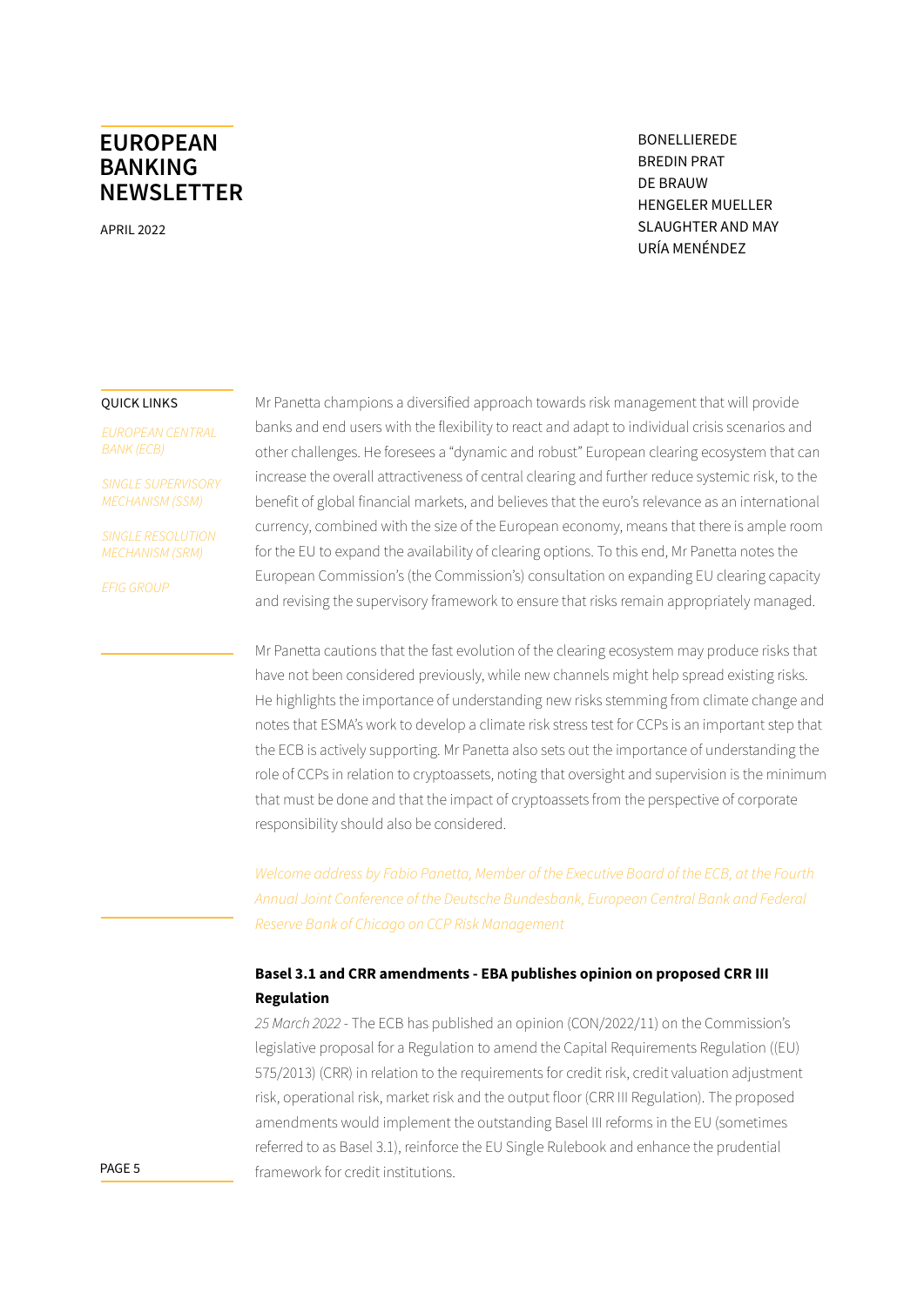Mr Panetta champions a diversified approach towards risk management that will provide banks and end users with the flexibility to react and adapt to individual crisis scenarios and other challenges. He foresees a "dynamic and robust" European clearing ecosystem that can increase the overall attractiveness of central clearing and further reduce systemic risk, to the benefit of global financial markets, and believes that the euro's relevance as an international currency, combined with the size of the European economy, means that there is ample room for the EU to expand the availability of clearing options. To this end, Mr Panetta notes the European Commission's (the Commission's) consultation on expanding EU clearing capacity and revising the supervisory framework to ensure that risks remain appropriately managed.

Mr Panetta cautions that the fast evolution of the clearing ecosystem may produce risks that have not been considered previously, while new channels might help spread existing risks. He highlights the importance of understanding new risks stemming from climate change and notes that ESMA's work to develop a climate risk stress test for CCPs is an important step that the ECB is actively supporting. Mr Panetta also sets out the importance of understanding the role of CCPs in relation to cryptoassets, noting that oversight and supervision is the minimum that must be done and that the impact of cryptoassets from the perspective of corporate responsibility should also be considered.

*Welcome address by Fabio Panetta, Member of the Executive Board of the ECB, at the Fourth Annual Joint Conference of the Deutsche Bundesbank, European Central Bank and Federal Reserve Bank of Chicago on CCP Risk Management*

**Basel 3.1 and CRR amendments - EBA publishes opinion on proposed CRR III Regulation**

*25 March 2022* - The ECB has published an opinion (CON/2022/11) on the Commission's legislative proposal for a Regulation to amend the Capital Requirements Regulation ((EU) 575/2013) (CRR) in relation to the requirements for credit risk, credit valuation adjustment risk, operational risk, market risk and the output floor (CRR III Regulation). The proposed amendments would implement the outstanding Basel III reforms in the EU (sometimes referred to as Basel 3.1), reinforce the EU Single Rulebook and enhance the prudential framework for credit institutions.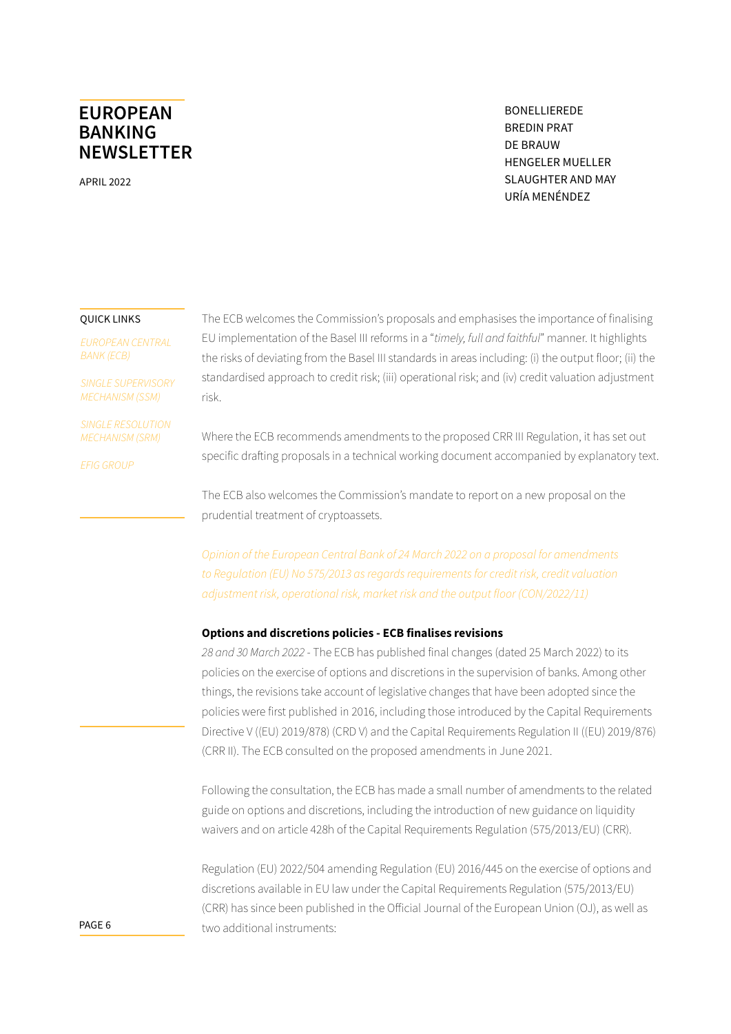The ECB welcomes the Commission's proposals and emphasises the importance of finalising EU implementation of the Basel III reforms in a "*timely, full and faithful*" manner. It highlights the risks of deviating from the Basel III standards in areas including: (i) the output floor; (ii) the standardised approach to credit risk; (iii) operational risk; and (iv) credit valuation adjustment risk.

Where the ECB recommends amendments to the proposed CRR III Regulation, it has set out specific drafting proposals in a technical working document accompanied by explanatory text.

The ECB also welcomes the Commission's mandate to report on a new proposal on the prudential treatment of cryptoassets.

*Opinion of the European Central Bank of 24 March 2022 on a proposal for amendments to Regulation (EU) No 575/2013 as regards requirements for credit risk, credit valuation adjustment risk, operational risk, market risk and the output floor (CON/2022/11)*

**Options and discretions policies - ECB finalises revisions**

*28 and 30 March 2022* - The ECB has published final changes (dated 25 March 2022) to its policies on the exercise of options and discretions in the supervision of banks. Among other things, the revisions take account of legislative changes that have been adopted since the policies were first published in 2016, including those introduced by the Capital Requirements Directive V ((EU) 2019/878) (CRD V) and the Capital Requirements Regulation II ((EU) 2019/876) (CRR II). The ECB consulted on the proposed amendments in June 2021.

Following the consultation, the ECB has made a small number of amendments to the related guide on options and discretions, including the introduction of new guidance on liquidity waivers and on article 428h of the Capital Requirements Regulation (575/2013/EU) (CRR).

Regulation (EU) 2022/504 amending Regulation (EU) 2016/445 on the exercise of options and discretions available in EU law under the Capital Requirements Regulation (575/2013/EU) (CRR) has since been published in the Official Journal of the European Union (OJ), as well as two additional instruments: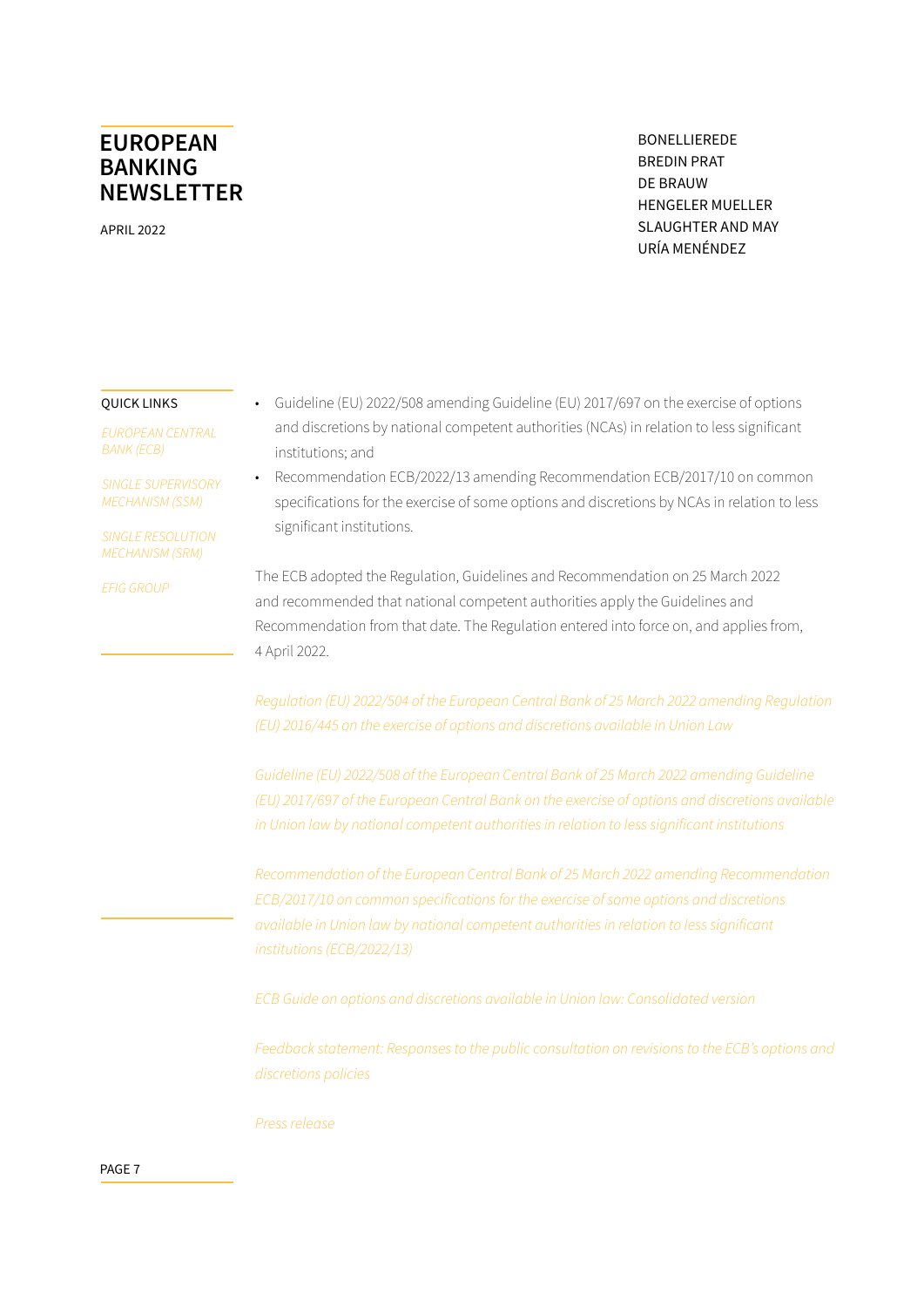- Guideline (EU) 2022/508 amending Guideline (EU) 2017/697 on the exercise of options and discretions by national competent authorities (NCAs) in relation to less significant institutions; and
- Recommendation ECB/2022/13 amending Recommendation ECB/2017/10 on common specifications for the exercise of some options and discretions by NCAs in relation to less significant institutions.

The ECB adopted the Regulation, Guidelines and Recommendation on 25 March 2022 and recommended that national competent authorities apply the Guidelines and Recommendation from that date. The Regulation entered into force on, and applies from, 4 April 2022.

*Regulation (EU) 2022/504 of the European Central Bank of 25 March 2022 amending Regulation (EU) 2016/445 on the exercise of options and discretions available in Union Law*

*Guideline (EU) 2022/508 of the European Central Bank of 25 March 2022 amending Guideline (EU) 2017/697 of the European Central Bank on the exercise of options and discretions available in Union law by national competent authorities in relation to less significant institutions*

*Recommendation of the European Central Bank of 25 March 2022 amending Recommendation ECB/2017/10 on common specifications for the exercise of some options and discretions available in Union law by national competent authorities in relation to less significant institutions (ECB/2022/13)*

*ECB Guide on options and discretions available in Union law: Consolidated version*

*Feedback statement: Responses to the public consultation on revisions to the ECB's options and discretions policies*

*Press release*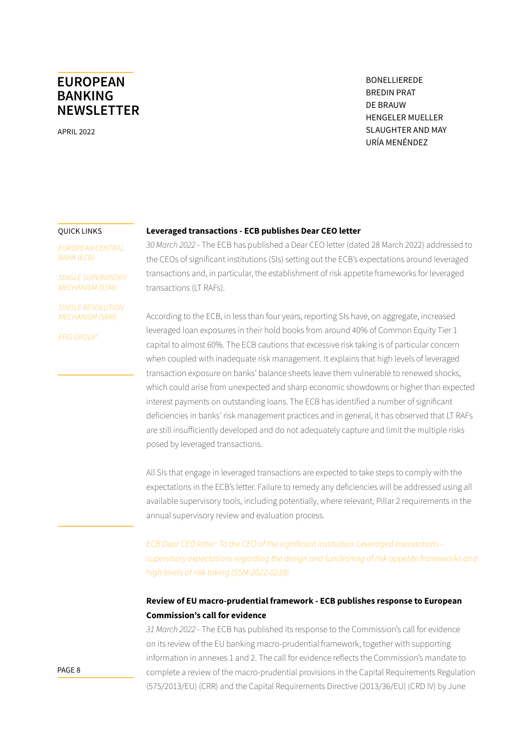### Leveraged transactions - ECB publishes Dear CEO letter

*30 March 2022* - The ECB has published a Dear CEO letter (dated 28 March 2022) addressed to the CEOs of significant institutions (SIs) setting out the ECB's expectations around leveraged transactions and, in particular, the establishment of risk appetite frameworks for leveraged transactions (LT RAFs).

According to the ECB, in less than four years, reporting SIs have, on aggregate, increased leveraged loan exposures in their hold books from around 40% of Common Equity Tier 1 capital to almost 60%. The ECB cautions that excessive risk taking is of particular concern when coupled with inadequate risk management. It explains that high levels of leveraged transaction exposure on banks' balance sheets leave them vulnerable to renewed shocks, which could arise from unexpected and sharp economic showdowns or higher than expected interest payments on outstanding loans. The ECB has identified a number of significant deficiencies in banks' risk management practices and in general, it has observed that LT RAFs are still insufficiently developed and do not adequately capture and limit the multiple risks posed by leveraged transactions.

All SIs that engage in leveraged transactions are expected to take steps to comply with the expectations in the ECB's letter. Failure to remedy any deficiencies will be addressed using all available supervisory tools, including potentially, where relevant, Pillar 2 requirements in the annual supervisory review and evaluation process.

*ECB Dear CEO letter: To the CEO of the significant institution: Leveraged transactions - supervisory expectations regarding the design and functioning of risk appetite frameworks and high levels of risk taking (SSM-2022-0239)*

### Review of EU macro-prudential framework - ECB publishes response to European Commission's call for evidence

*31 March 2022* - The ECB has published its response to the Commission's call for evidence on its review of the EU banking macro-prudential framework, together with supporting information in annexes 1 and 2. The call for evidence reflects the Commission's mandate to complete a review of the macro-prudential provisions in the Capital Requirements Regulation (575/2013/EU) (CRR) and the Capital Requirements Directive (2013/36/EU) (CRD IV) by June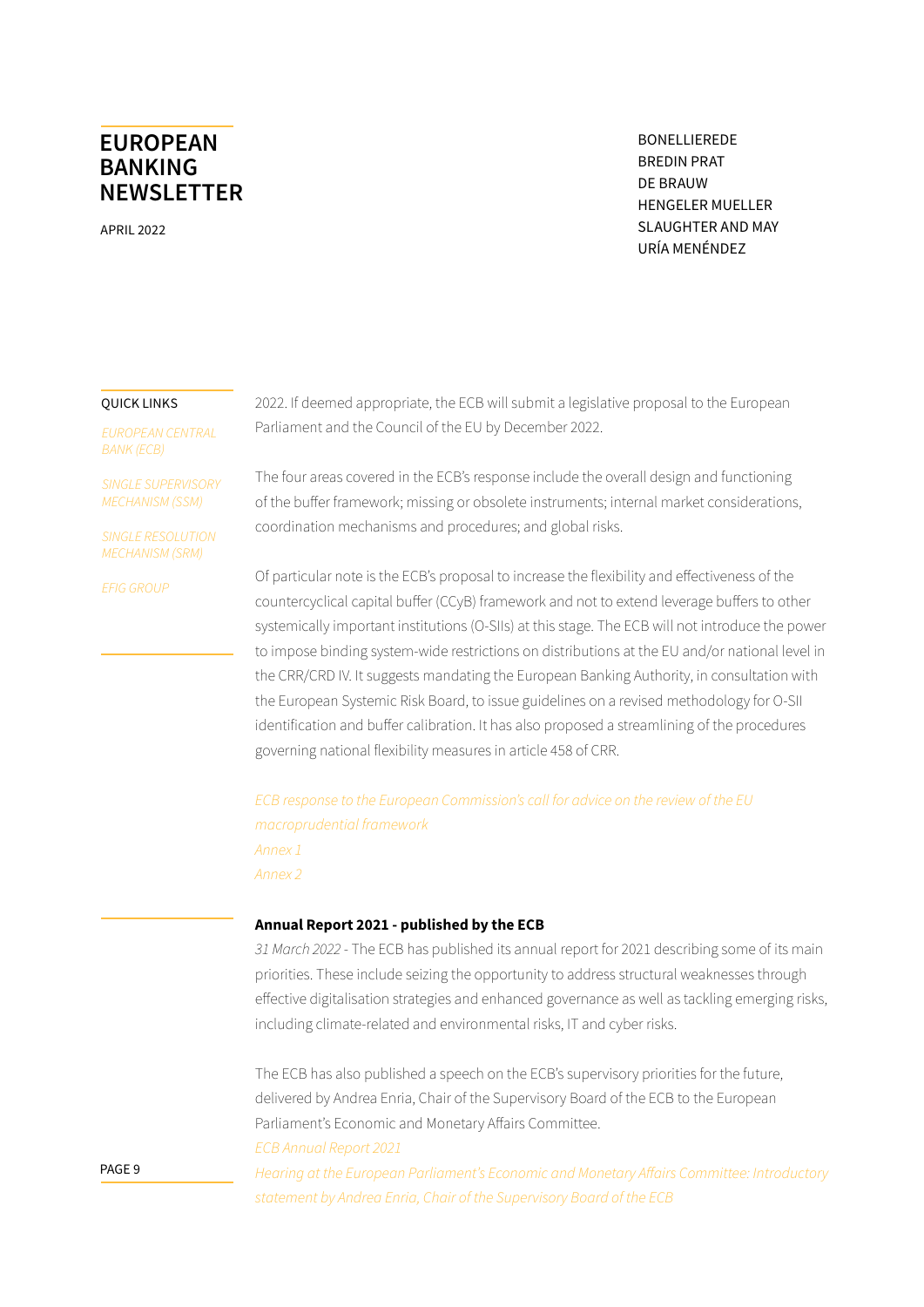2022. If deemed appropriate, the ECB will submit a legislative proposal to the European Parliament and the Council of the EU by December 2022.

The four areas covered in the ECB's response include the overall design and functioning of the buffer framework; missing or obsolete instruments; internal market considerations, coordination mechanisms and procedures; and global risks.

Of particular note is the ECB's proposal to increase the flexibility and effectiveness of the countercyclical capital buffer (CCyB) framework and not to extend leverage buffers to other systemically important institutions (O-SIIs) at this stage. The ECB will not introduce the power to impose binding system-wide restrictions on distributions at the EU and/or national level in the CRR/CRD IV. It suggests mandating the European Banking Authority, in consultation with the European Systemic Risk Board, to issue guidelines on a revised methodology for O-SII identification and buffer calibration. It has also proposed a streamlining of the procedures governing national flexibility measures in article 458 of CRR.

*ECB response to the European Commission's call for advice on the review of the EU macroprudential framework*
*Annex 1*
*Annex 2*

**Annual Report 2021 - published by the ECB**

*31 March 2022* - The ECB has published its annual report for 2021 describing some of its main priorities. These include seizing the opportunity to address structural weaknesses through effective digitalisation strategies and enhanced governance as well as tackling emerging risks, including climate-related and environmental risks, IT and cyber risks.

The ECB has also published a speech on the ECB's supervisory priorities for the future, delivered by Andrea Enria, Chair of the Supervisory Board of the ECB to the European Parliament's Economic and Monetary Affairs Committee.

*ECB Annual Report 2021*
*Hearing at the European Parliament's Economic and Monetary Affairs Committee: Introductory statement by Andrea Enria, Chair of the Supervisory Board of the ECB*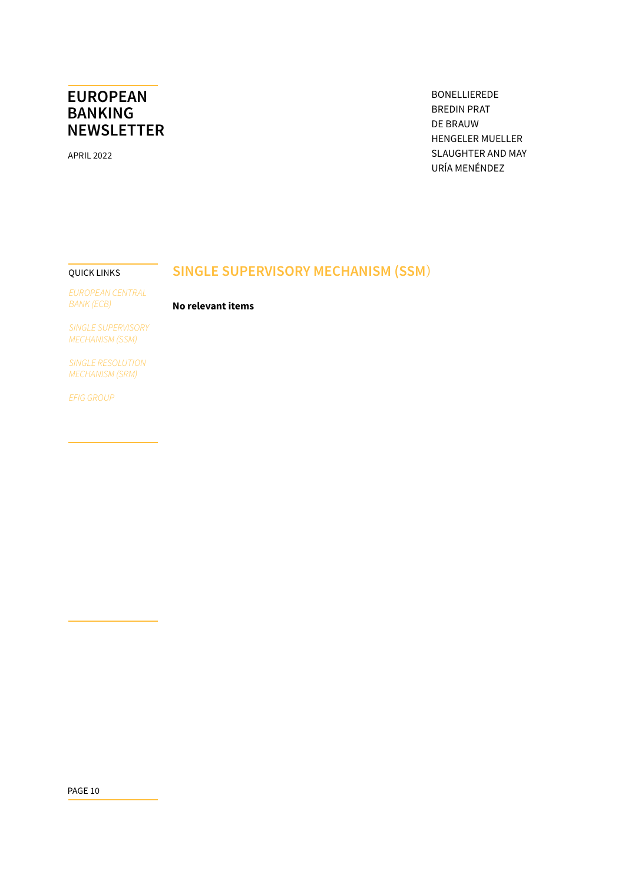## SINGLE SUPERVISORY MECHANISM (SSM)

**No relevant items**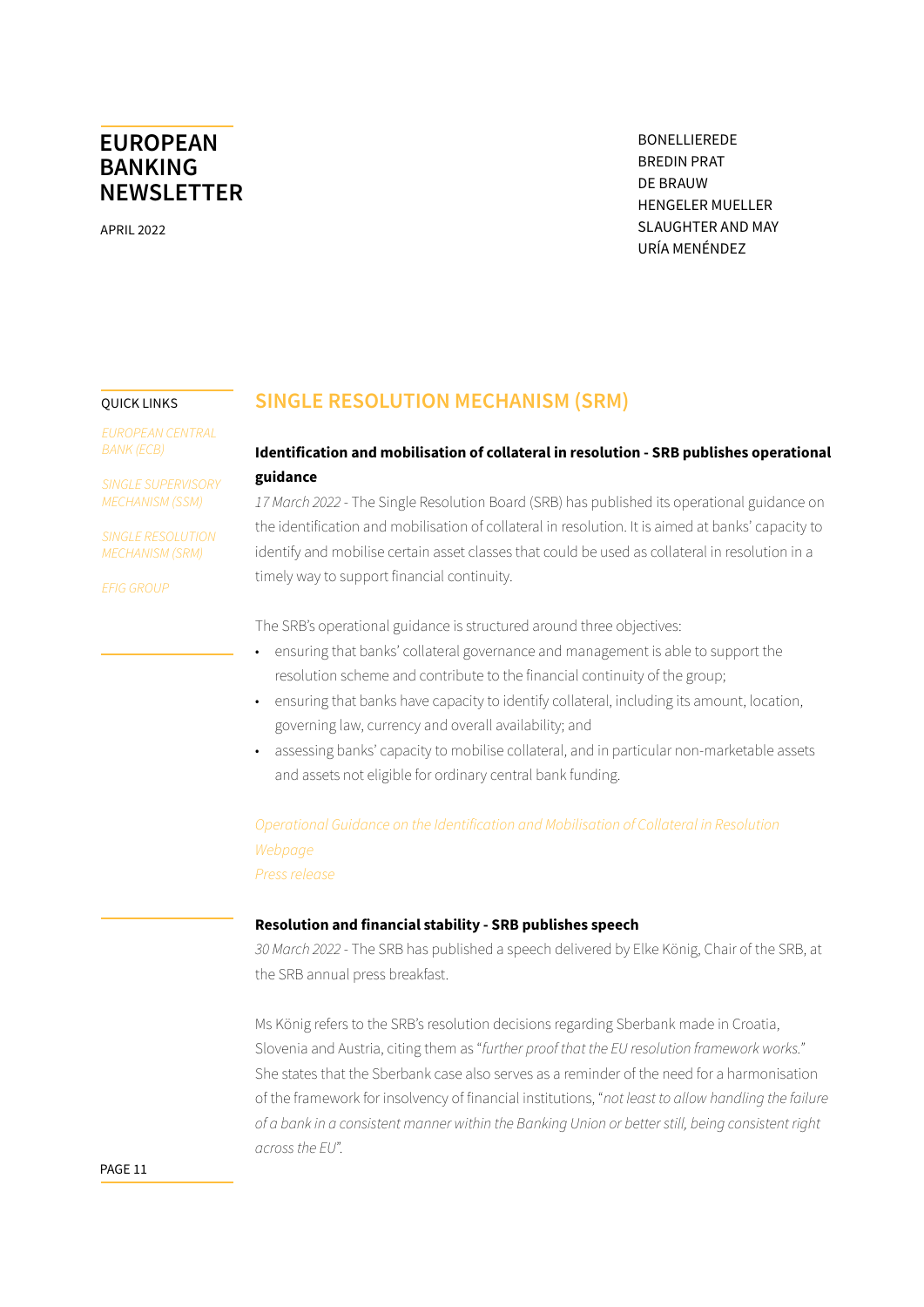## SINGLE RESOLUTION MECHANISM (SRM)

### Identification and mobilisation of collateral in resolution - SRB publishes operational guidance

*17 March 2022* - The Single Resolution Board (SRB) has published its operational guidance on the identification and mobilisation of collateral in resolution. It is aimed at banks' capacity to identify and mobilise certain asset classes that could be used as collateral in resolution in a timely way to support financial continuity.

The SRB's operational guidance is structured around three objectives:

- ensuring that banks' collateral governance and management is able to support the resolution scheme and contribute to the financial continuity of the group;
- ensuring that banks have capacity to identify collateral, including its amount, location, governing law, currency and overall availability; and
- assessing banks' capacity to mobilise collateral, and in particular non-marketable assets and assets not eligible for ordinary central bank funding.

*Operational Guidance on the Identification and Mobilisation of Collateral in Resolution*
*Webpage*
*Press release*

### Resolution and financial stability - SRB publishes speech

*30 March 2022* - The SRB has published a speech delivered by Elke König, Chair of the SRB, at the SRB annual press breakfast.

Ms König refers to the SRB's resolution decisions regarding Sberbank made in Croatia, Slovenia and Austria, citing them as "*further proof that the EU resolution framework works.*" She states that the Sberbank case also serves as a reminder of the need for a harmonisation of the framework for insolvency of financial institutions, "*not least to allow handling the failure of a bank in a consistent manner within the Banking Union or better still, being consistent right across the EU*".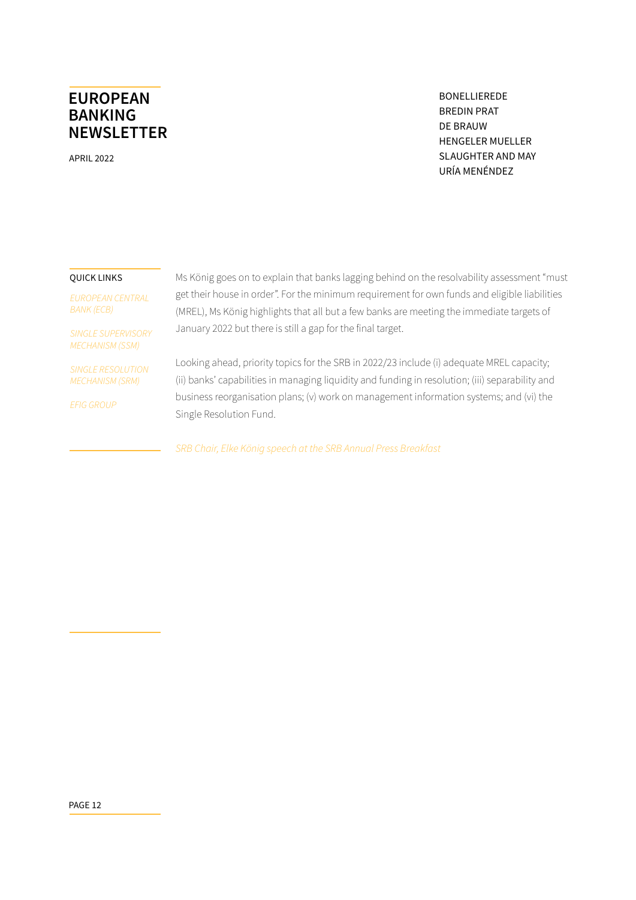Ms König goes on to explain that banks lagging behind on the resolvability assessment "must get their house in order". For the minimum requirement for own funds and eligible liabilities (MREL), Ms König highlights that all but a few banks are meeting the immediate targets of January 2022 but there is still a gap for the final target.

Looking ahead, priority topics for the SRB in 2022/23 include (i) adequate MREL capacity; (ii) banks' capabilities in managing liquidity and funding in resolution; (iii) separability and business reorganisation plans; (v) work on management information systems; and (vi) the Single Resolution Fund.

*SRB Chair, Elke König speech at the SRB Annual Press Breakfast*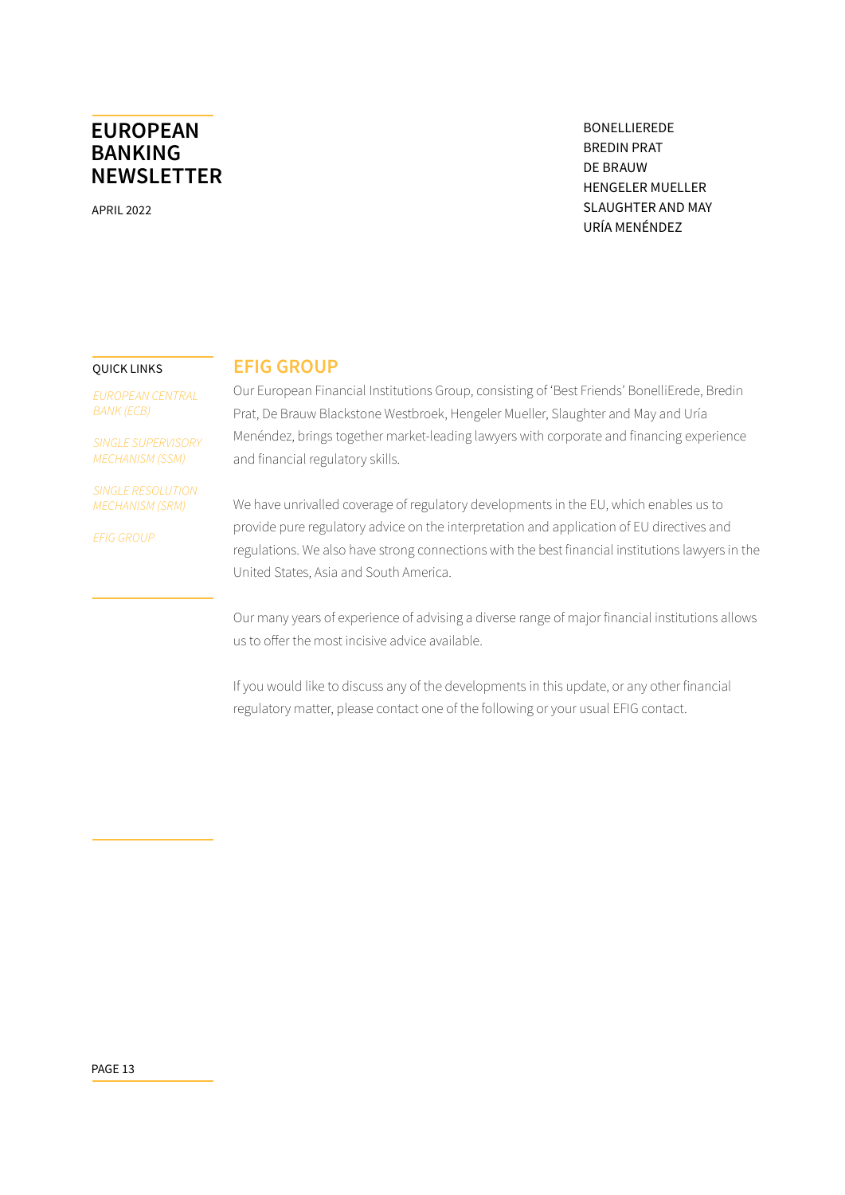## EFIG GROUP

Our European Financial Institutions Group, consisting of 'Best Friends' BonelliErede, Bredin Prat, De Brauw Blackstone Westbroek, Hengeler Mueller, Slaughter and May and Uría Menéndez, brings together market-leading lawyers with corporate and financing experience and financial regulatory skills.

We have unrivalled coverage of regulatory developments in the EU, which enables us to provide pure regulatory advice on the interpretation and application of EU directives and regulations. We also have strong connections with the best financial institutions lawyers in the United States, Asia and South America.

Our many years of experience of advising a diverse range of major financial institutions allows us to offer the most incisive advice available.

If you would like to discuss any of the developments in this update, or any other financial regulatory matter, please contact one of the following or your usual EFIG contact.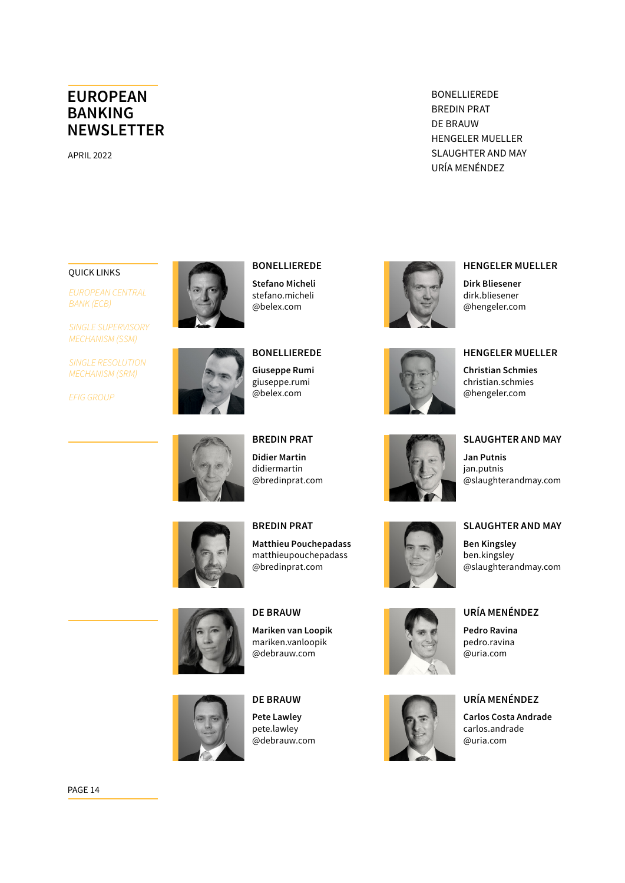# EUROPEAN BANKING NEWSLETTER

APRIL 2022

BONELLIEREDE
BREDIN PRAT
DE BRAUW
HENGELER MUELLER
SLAUGHTER AND MAY
URÍA MENÉNDEZ

QUICK LINKS

EUROPEAN CENTRAL BANK (ECB)

SINGLE SUPERVISORY MECHANISM (SSM)

SINGLE RESOLUTION MECHANISM (SRM)

EFIG GROUP

**BONELLIEREDE**

**Stefano Micheli**
stefano.micheli
@belex.com

**BONELLIEREDE**

**Giuseppe Rumi**
giuseppe.rumi
@belex.com

**BREDIN PRAT**

**Didier Martin**
didiermartin
@bredinprat.com

**BREDIN PRAT**

**Matthieu Pouchepadass**
matthieupouchepadass
@bredinprat.com

**DE BRAUW**

**Mariken van Loopik**
mariken.vanloopik
@debrauw.com

**DE BRAUW**

**Pete Lawley**
pete.lawley
@debrauw.com

**HENGELER MUELLER**

**Dirk Bliesener**
dirk.bliesener
@hengeler.com

**HENGELER MUELLER**

**Christian Schmies**
christian.schmies
@hengeler.com

**SLAUGHTER AND MAY**

**Jan Putnis**
jan.putnis
@slaughterandmay.com

**SLAUGHTER AND MAY**

**Ben Kingsley**
ben.kingsley
@slaughterandmay.com

**URÍA MENÉNDEZ**

**Pedro Ravina**
pedro.ravina
@uria.com

**URÍA MENÉNDEZ**

**Carlos Costa Andrade**
carlos.andrade
@uria.com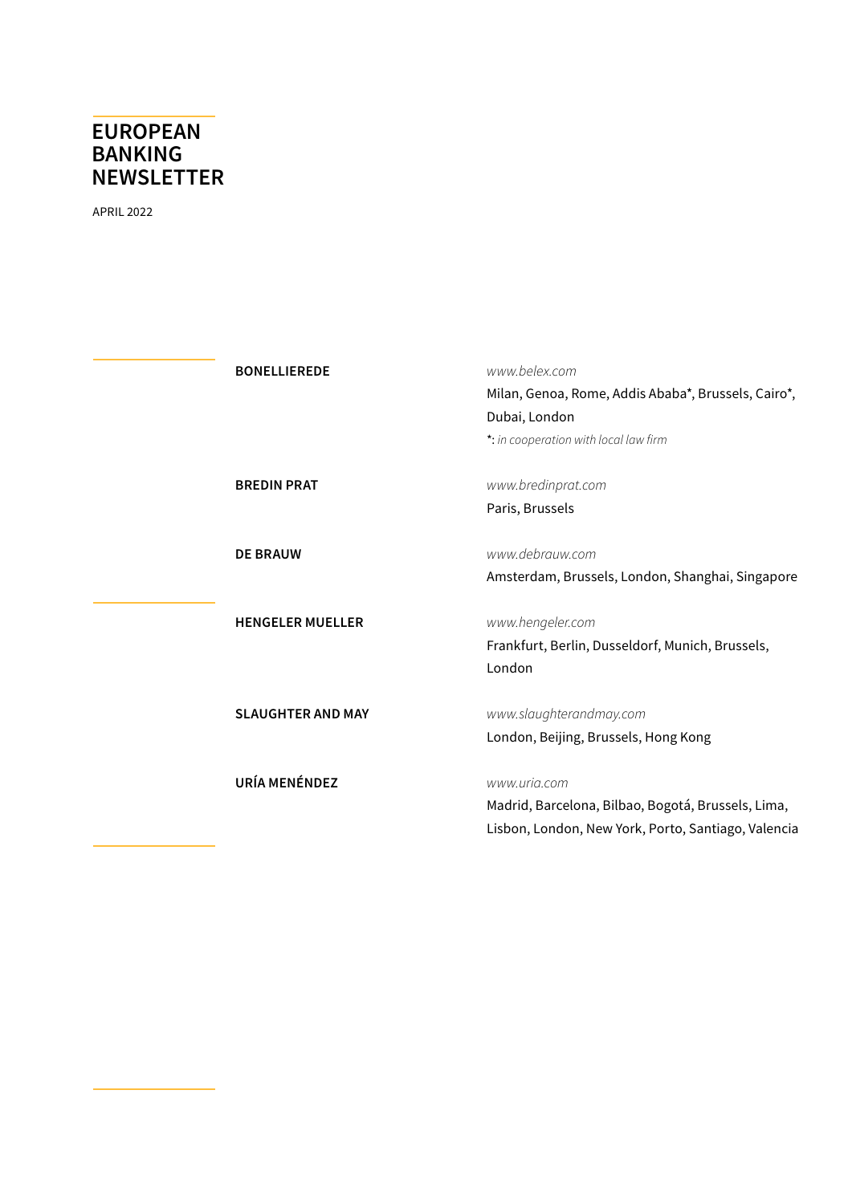# EUROPEAN BANKING NEWSLETTER

APRIL 2022

**BONELLIEREDE**

*www.belex.com*

Milan, Genoa, Rome, Addis Ababa*, Brussels, Cairo*, Dubai, London

*: *in cooperation with local law firm*

**BREDIN PRAT**

*www.bredinprat.com*

Paris, Brussels

**DE BRAUW**

*www.debrauw.com*

Amsterdam, Brussels, London, Shanghai, Singapore

**HENGELER MUELLER**

*www.hengeler.com*

Frankfurt, Berlin, Dusseldorf, Munich, Brussels, London

**SLAUGHTER AND MAY**

*www.slaughterandmay.com*

London, Beijing, Brussels, Hong Kong

**URÍA MENÉNDEZ**

*www.uria.com*

Madrid, Barcelona, Bilbao, Bogotá, Brussels, Lima, Lisbon, London, New York, Porto, Santiago, Valencia